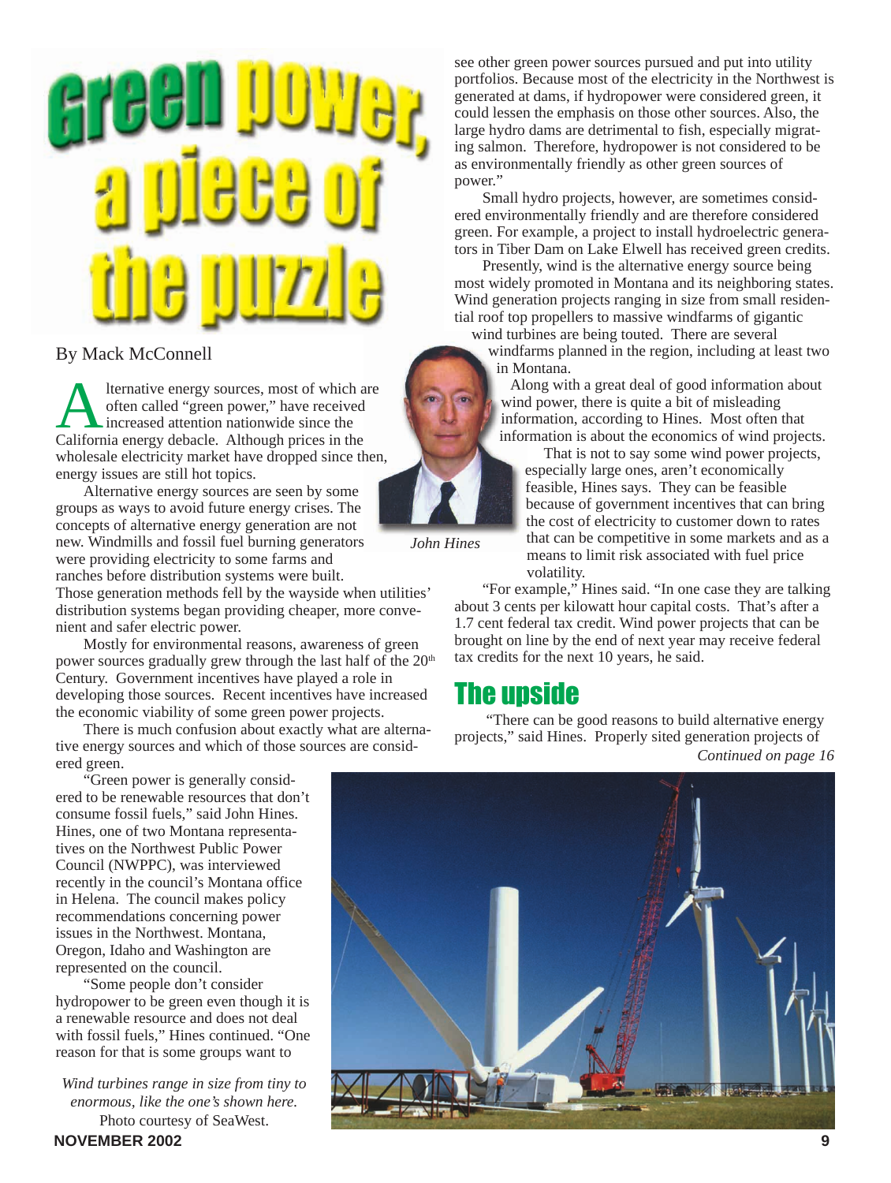# Green power, a piece of the puzzle

By Mack McConnell

Alternative energy sources, most of which are often called "green power," have received increased attention nationwide since the California energy debacle. Although prices in the wholesale electricity market have dropped since then, energy issues are still hot topics.

Alternative energy sources are seen by some groups as ways to avoid future energy crises. The concepts of alternative energy generation are not new. Windmills and fossil fuel burning generators were providing electricity to some farms and ranches before distribution systems were built. Those generation methods fell by the wayside when utilities' distribution systems began providing cheaper, more convenient and safer electric power.

Mostly for environmental reasons, awareness of green power sources gradually grew through the last half of the 20th Century. Government incentives have played a role in developing those sources. Recent incentives have increased the economic viability of some green power projects.

There is much confusion about exactly what are alternative energy sources and which of those sources are considered green.

"Green power is generally considered to be renewable resources that don't consume fossil fuels," said John Hines. Hines, one of two Montana representatives on the Northwest Public Power Council (NWPPC), was interviewed recently in the council's Montana office in Helena. The council makes policy recommendations concerning power issues in the Northwest. Montana, Oregon, Idaho and Washington are represented on the council.

"Some people don't consider hydropower to be green even though it is a renewable resource and does not deal with fossil fuels," Hines continued. "One reason for that is some groups want to see other green power sources pursued and put into utility portfolios. Because most of the electricity in the Northwest is generated at dams, if hydropower were considered green, it could lessen the emphasis on those other sources. Also, the large hydro dams are detrimental to fish, especially migrating salmon. Therefore, hydropower is not considered to be as environmentally friendly as other green sources of power."

Small hydro projects, however, are sometimes considered environmentally friendly and are therefore considered green. For example, a project to install hydroelectric generators in Tiber Dam on Lake Elwell has received green credits.

Presently, wind is the alternative energy source being most widely promoted in Montana and its neighboring states. Wind generation projects ranging in size from small residential roof top propellers to massive windfarms of gigantic wind turbines are being touted. There are several windfarms planned in the region, including at least two in Montana.

*John Hines*

Along with a great deal of good information about wind power, there is quite a bit of misleading information, according to Hines. Most often that information is about the economics of wind projects.

That is not to say some wind power projects, especially large ones, aren't economically feasible, Hines says. They can be feasible because of government incentives that can bring the cost of electricity to customer down to rates that can be competitive in some markets and as a means to limit risk associated with fuel price volatility.

"For example," Hines said. "In one case they are talking about 3 cents per kilowatt hour capital costs. That's after a 1.7 cent federal tax credit. Wind power projects that can be brought on line by the end of next year may receive federal tax credits for the next 10 years, he said.

## The upside

"There can be good reasons to build alternative energy projects," said Hines. Properly sited generation projects of

*Continued on page 16*

*Wind turbines range in size from tiny to enormous, like the one's shown here.*
Photo courtesy of SeaWest.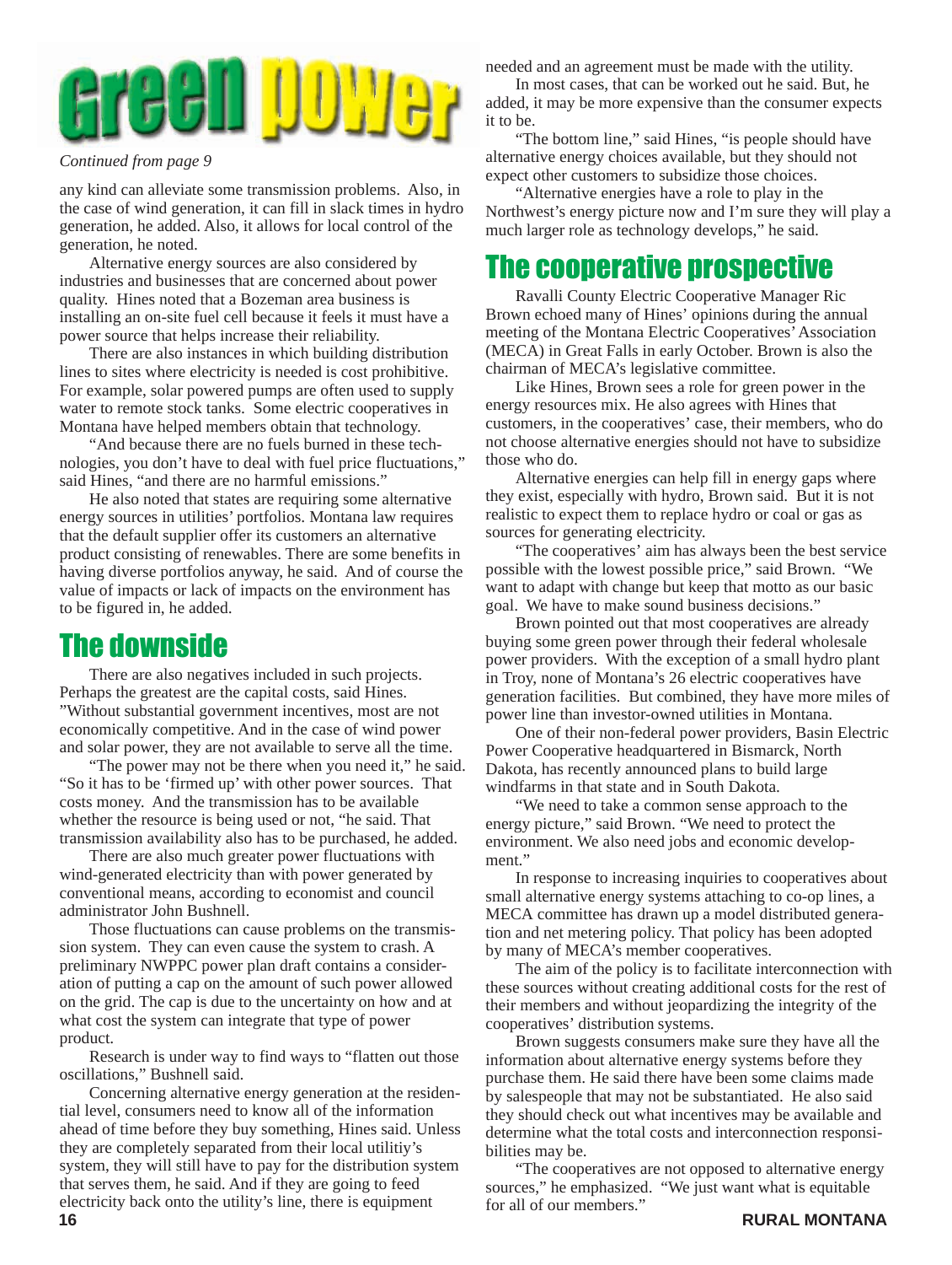# Green power

*Continued from page 9*

any kind can alleviate some transmission problems. Also, in the case of wind generation, it can fill in slack times in hydro generation, he added. Also, it allows for local control of the generation, he noted.

Alternative energy sources are also considered by industries and businesses that are concerned about power quality. Hines noted that a Bozeman area business is installing an on-site fuel cell because it feels it must have a power source that helps increase their reliability.

There are also instances in which building distribution lines to sites where electricity is needed is cost prohibitive. For example, solar powered pumps are often used to supply water to remote stock tanks. Some electric cooperatives in Montana have helped members obtain that technology.

"And because there are no fuels burned in these technologies, you don't have to deal with fuel price fluctuations," said Hines, "and there are no harmful emissions."

He also noted that states are requiring some alternative energy sources in utilities' portfolios. Montana law requires that the default supplier offer its customers an alternative product consisting of renewables. There are some benefits in having diverse portfolios anyway, he said. And of course the value of impacts or lack of impacts on the environment has to be figured in, he added.

## The downside

There are also negatives included in such projects. Perhaps the greatest are the capital costs, said Hines. "Without substantial government incentives, most are not economically competitive. And in the case of wind power and solar power, they are not available to serve all the time.

"The power may not be there when you need it," he said. "So it has to be 'firmed up' with other power sources. That costs money. And the transmission has to be available whether the resource is being used or not, "he said. That transmission availability also has to be purchased, he added.

There are also much greater power fluctuations with wind-generated electricity than with power generated by conventional means, according to economist and council administrator John Bushnell.

Those fluctuations can cause problems on the transmission system. They can even cause the system to crash. A preliminary NWPPC power plan draft contains a consideration of putting a cap on the amount of such power allowed on the grid. The cap is due to the uncertainty on how and at what cost the system can integrate that type of power product.

Research is under way to find ways to "flatten out those oscillations," Bushnell said.

Concerning alternative energy generation at the residential level, consumers need to know all of the information ahead of time before they buy something, Hines said. Unless they are completely separated from their local utilitiy's system, they will still have to pay for the distribution system that serves them, he said. And if they are going to feed electricity back onto the utility's line, there is equipment needed and an agreement must be made with the utility.

In most cases, that can be worked out he said. But, he added, it may be more expensive than the consumer expects it to be.

"The bottom line," said Hines, "is people should have alternative energy choices available, but they should not expect other customers to subsidize those choices.

"Alternative energies have a role to play in the Northwest's energy picture now and I'm sure they will play a much larger role as technology develops," he said.

## The cooperative prospective

Ravalli County Electric Cooperative Manager Ric Brown echoed many of Hines' opinions during the annual meeting of the Montana Electric Cooperatives' Association (MECA) in Great Falls in early October. Brown is also the chairman of MECA's legislative committee.

Like Hines, Brown sees a role for green power in the energy resources mix. He also agrees with Hines that customers, in the cooperatives' case, their members, who do not choose alternative energies should not have to subsidize those who do.

Alternative energies can help fill in energy gaps where they exist, especially with hydro, Brown said. But it is not realistic to expect them to replace hydro or coal or gas as sources for generating electricity.

"The cooperatives' aim has always been the best service possible with the lowest possible price," said Brown. "We want to adapt with change but keep that motto as our basic goal. We have to make sound business decisions."

Brown pointed out that most cooperatives are already buying some green power through their federal wholesale power providers. With the exception of a small hydro plant in Troy, none of Montana's 26 electric cooperatives have generation facilities. But combined, they have more miles of power line than investor-owned utilities in Montana.

One of their non-federal power providers, Basin Electric Power Cooperative headquartered in Bismarck, North Dakota, has recently announced plans to build large windfarms in that state and in South Dakota.

"We need to take a common sense approach to the energy picture," said Brown. "We need to protect the environment. We also need jobs and economic development."

In response to increasing inquiries to cooperatives about small alternative energy systems attaching to co-op lines, a MECA committee has drawn up a model distributed generation and net metering policy. That policy has been adopted by many of MECA's member cooperatives.

The aim of the policy is to facilitate interconnection with these sources without creating additional costs for the rest of their members and without jeopardizing the integrity of the cooperatives' distribution systems.

Brown suggests consumers make sure they have all the information about alternative energy systems before they purchase them. He said there have been some claims made by salespeople that may not be substantiated. He also said they should check out what incentives may be available and determine what the total costs and interconnection responsibilities may be.

"The cooperatives are not opposed to alternative energy sources," he emphasized. "We just want what is equitable for all of our members."